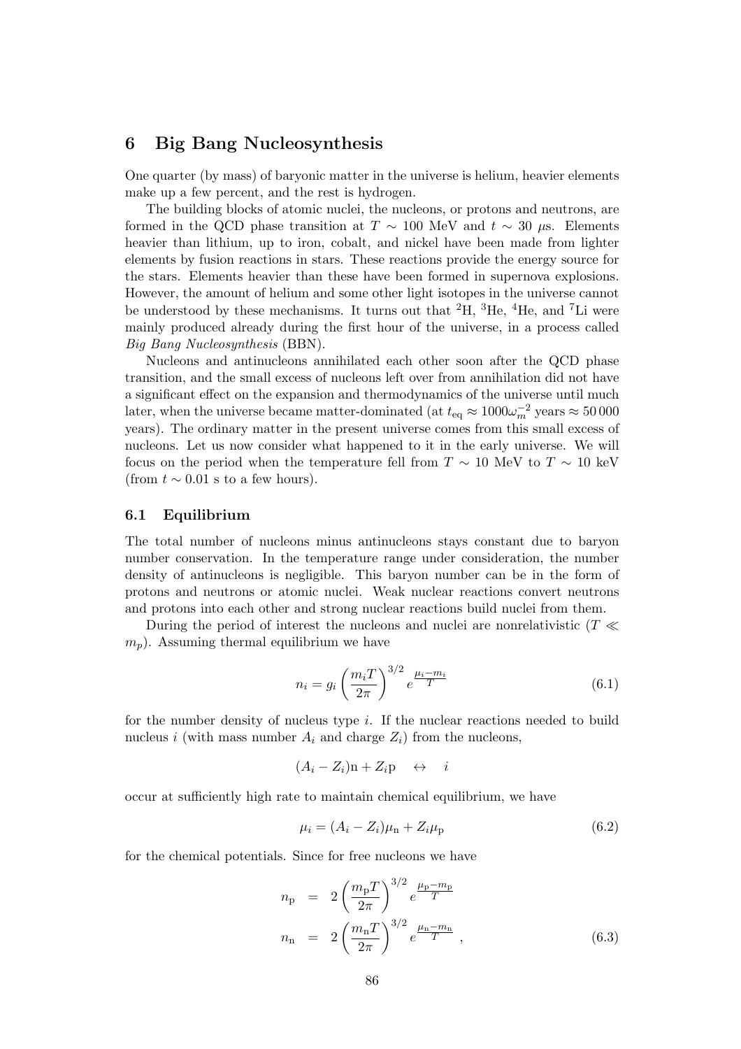## 6 Big Bang Nucleosynthesis

One quarter (by mass) of baryonic matter in the universe is helium, heavier elements make up a few percent, and the rest is hydrogen.

The building blocks of atomic nuclei, the nucleons, or protons and neutrons, are formed in the QCD phase transition at $T \sim 100$ MeV and $t \sim 30$ $\mu$s. Elements heavier than lithium, up to iron, cobalt, and nickel have been made from lighter elements by fusion reactions in stars. These reactions provide the energy source for the stars. Elements heavier than these have been formed in supernova explosions. However, the amount of helium and some other light isotopes in the universe cannot be understood by these mechanisms. It turns out that $^2$H, $^3$He, $^4$He, and $^7$Li were mainly produced already during the first hour of the universe, in a process called *Big Bang Nucleosynthesis* (BBN).

Nucleons and antinucleons annihilated each other soon after the QCD phase transition, and the small excess of nucleons left over from annihilation did not have a significant effect on the expansion and thermodynamics of the universe until much later, when the universe became matter-dominated (at $t_{\rm eq} \approx 1000\omega_m^{-2}$ years $\approx 50\,000$ years). The ordinary matter in the present universe comes from this small excess of nucleons. Let us now consider what happened to it in the early universe. We will focus on the period when the temperature fell from $T \sim 10$ MeV to $T \sim 10$ keV (from $t \sim 0.01$ s to a few hours).

### 6.1 Equilibrium

The total number of nucleons minus antinucleons stays constant due to baryon number conservation. In the temperature range under consideration, the number density of antinucleons is negligible. This baryon number can be in the form of protons and neutrons or atomic nuclei. Weak nuclear reactions convert neutrons and protons into each other and strong nuclear reactions build nuclei from them.

During the period of interest the nucleons and nuclei are nonrelativistic ($T \ll m_p$). Assuming thermal equilibrium we have

$$n_i = g_i \left(\frac{m_i T}{2\pi}\right)^{3/2} e^{\frac{\mu_i - m_i}{T}} \tag{6.1}$$

for the number density of nucleus type $i$. If the nuclear reactions needed to build nucleus $i$ (with mass number $A_i$ and charge $Z_i$) from the nucleons,

$$(A_i - Z_i)\mathrm{n} + Z_i \mathrm{p} \quad \leftrightarrow \quad i$$

occur at sufficiently high rate to maintain chemical equilibrium, we have

$$\mu_i = (A_i - Z_i)\mu_{\rm n} + Z_i \mu_{\rm p} \tag{6.2}$$

for the chemical potentials. Since for free nucleons we have

$$\begin{aligned} n_{\rm p} &= 2\left(\frac{m_{\rm p} T}{2\pi}\right)^{3/2} e^{\frac{\mu_{\rm p} - m_{\rm p}}{T}} \\ n_{\rm n} &= 2\left(\frac{m_{\rm n} T}{2\pi}\right)^{3/2} e^{\frac{\mu_{\rm n} - m_{\rm n}}{T}} , \end{aligned} \tag{6.3}$$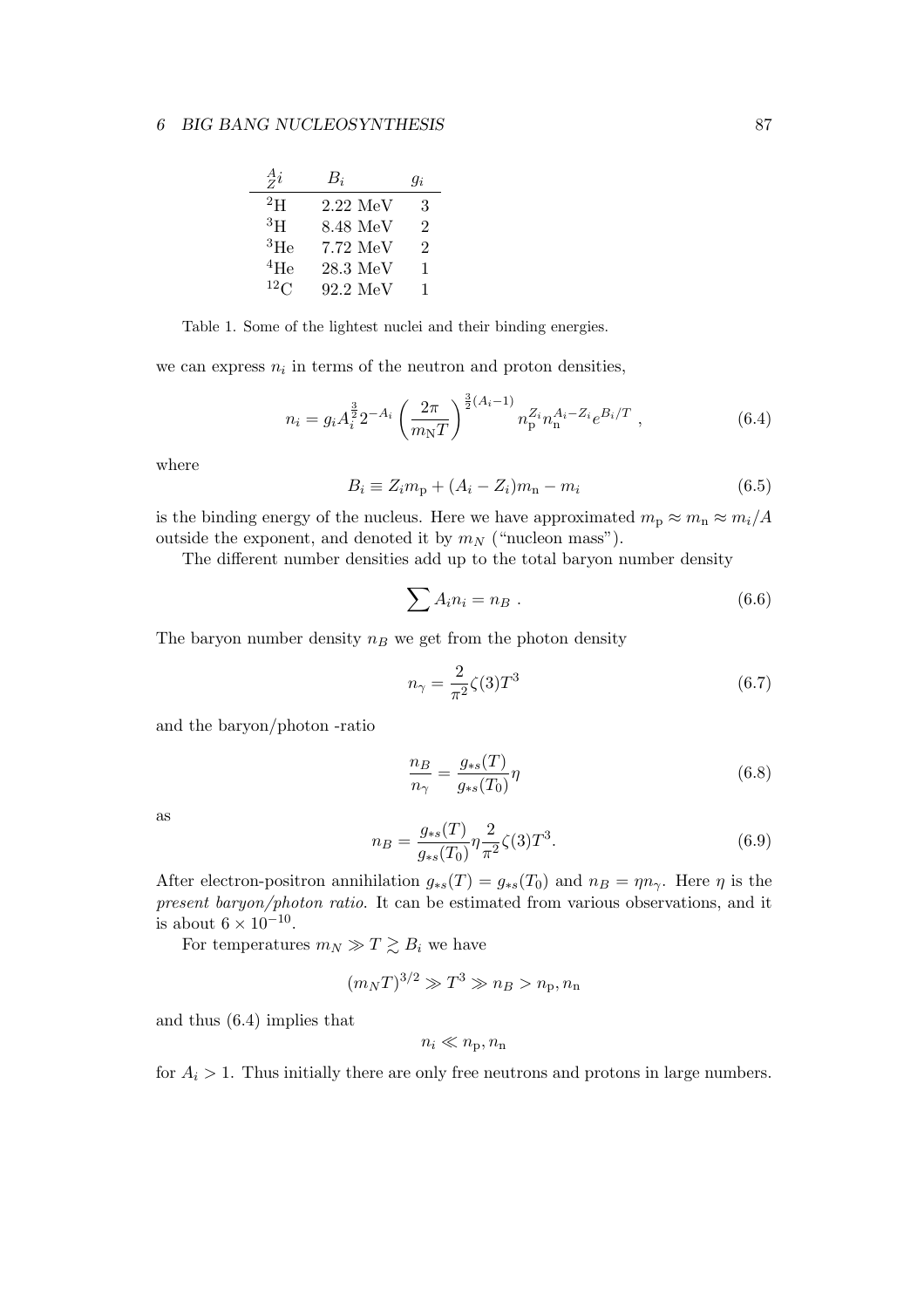| ${}^{A}_{Z}i$ | $B_i$ | $g_i$ |
|---|---|---|
| $^2$H | 2.22 MeV | 3 |
| $^3$H | 8.48 MeV | 2 |
| $^3$He | 7.72 MeV | 2 |
| $^4$He | 28.3 MeV | 1 |
| $^{12}$C | 92.2 MeV | 1 |

Table 1. Some of the lightest nuclei and their binding energies.

we can express $n_i$ in terms of the neutron and proton densities,

$$n_i = g_i A_i^{\frac{3}{2}} 2^{-A_i} \left( \frac{2\pi}{m_N T} \right)^{\frac{3}{2}(A_i - 1)} n_p^{Z_i} n_n^{A_i - Z_i} e^{B_i/T} \ , \tag{6.4}$$

where

$$B_i \equiv Z_i m_p + (A_i - Z_i) m_n - m_i \tag{6.5}$$

is the binding energy of the nucleus. Here we have approximated $m_p \approx m_n \approx m_i/A$ outside the exponent, and denoted it by $m_N$ ("nucleon mass").

The different number densities add up to the total baryon number density

$$\sum A_i n_i = n_B \ . \tag{6.6}$$

The baryon number density $n_B$ we get from the photon density

$$n_\gamma = \frac{2}{\pi^2} \zeta(3) T^3 \tag{6.7}$$

and the baryon/photon -ratio

$$\frac{n_B}{n_\gamma} = \frac{g_{*s}(T)}{g_{*s}(T_0)} \eta \tag{6.8}$$

as

$$n_B = \frac{g_{*s}(T)}{g_{*s}(T_0)} \eta \frac{2}{\pi^2} \zeta(3) T^3. \tag{6.9}$$

After electron-positron annihilation $g_{*s}(T) = g_{*s}(T_0)$ and $n_B = \eta n_\gamma$. Here $\eta$ is the *present baryon/photon ratio*. It can be estimated from various observations, and it is about $6 \times 10^{-10}$.

For temperatures $m_N \gg T \gtrsim B_i$ we have

$$(m_N T)^{3/2} \gg T^3 \gg n_B > n_p, n_n$$

and thus (6.4) implies that

$$n_i \ll n_p, n_n$$

for $A_i > 1$. Thus initially there are only free neutrons and protons in large numbers.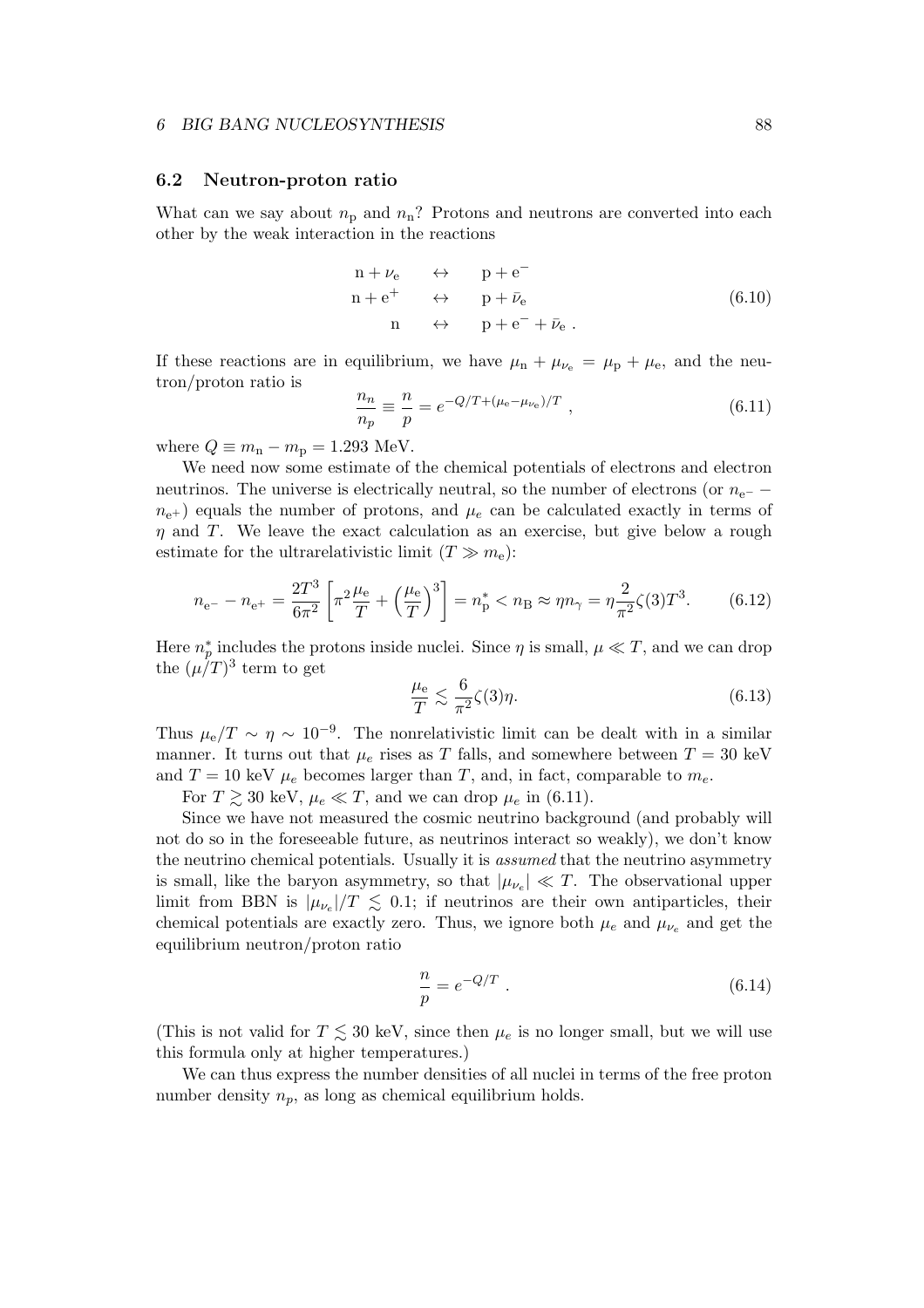### 6.2 Neutron-proton ratio

What can we say about $n_\mathrm{p}$ and $n_\mathrm{n}$? Protons and neutrons are converted into each other by the weak interaction in the reactions

$$
\begin{aligned}
\mathrm{n} + \nu_\mathrm{e} \quad &\leftrightarrow \quad \mathrm{p} + \mathrm{e}^- \\
\mathrm{n} + \mathrm{e}^+ \quad &\leftrightarrow \quad \mathrm{p} + \bar{\nu}_\mathrm{e} \\
\mathrm{n} \quad &\leftrightarrow \quad \mathrm{p} + \mathrm{e}^- + \bar{\nu}_\mathrm{e}\ .
\end{aligned}
\tag{6.10}
$$

If these reactions are in equilibrium, we have $\mu_\mathrm{n} + \mu_{\nu_\mathrm{e}} = \mu_\mathrm{p} + \mu_\mathrm{e}$, and the neutron/proton ratio is

$$
\frac{n_n}{n_p} \equiv \frac{n}{p} = e^{-Q/T + (\mu_\mathrm{e} - \mu_{\nu_\mathrm{e}})/T}\ , \tag{6.11}
$$

where $Q \equiv m_\mathrm{n} - m_\mathrm{p} = 1.293$ MeV.

We need now some estimate of the chemical potentials of electrons and electron neutrinos. The universe is electrically neutral, so the number of electrons (or $n_{\mathrm{e}^-} - n_{\mathrm{e}^+}$) equals the number of protons, and $\mu_e$ can be calculated exactly in terms of $\eta$ and $T$. We leave the exact calculation as an exercise, but give below a rough estimate for the ultrarelativistic limit ($T \gg m_\mathrm{e}$):

$$
n_{\mathrm{e}^-} - n_{\mathrm{e}^+} = \frac{2T^3}{6\pi^2}\left[\pi^2 \frac{\mu_\mathrm{e}}{T} + \left(\frac{\mu_\mathrm{e}}{T}\right)^3\right] = n_\mathrm{p}^* < n_\mathrm{B} \approx \eta n_\gamma = \eta \frac{2}{\pi^2}\zeta(3) T^3. \tag{6.12}
$$

Here $n_p^*$ includes the protons inside nuclei. Since $\eta$ is small, $\mu \ll T$, and we can drop the $(\mu/T)^3$ term to get

$$
\frac{\mu_\mathrm{e}}{T} \lesssim \frac{6}{\pi^2}\zeta(3)\eta. \tag{6.13}
$$

Thus $\mu_\mathrm{e}/T \sim \eta \sim 10^{-9}$. The nonrelativistic limit can be dealt with in a similar manner. It turns out that $\mu_e$ rises as $T$ falls, and somewhere between $T = 30$ keV and $T = 10$ keV $\mu_e$ becomes larger than $T$, and, in fact, comparable to $m_e$.

For $T \gtrsim 30$ keV, $\mu_e \ll T$, and we can drop $\mu_e$ in (6.11).

Since we have not measured the cosmic neutrino background (and probably will not do so in the foreseeable future, as neutrinos interact so weakly), we don't know the neutrino chemical potentials. Usually it is *assumed* that the neutrino asymmetry is small, like the baryon asymmetry, so that $|\mu_{\nu_e}| \ll T$. The observational upper limit from BBN is $|\mu_{\nu_e}|/T \lesssim 0.1$; if neutrinos are their own antiparticles, their chemical potentials are exactly zero. Thus, we ignore both $\mu_e$ and $\mu_{\nu_e}$ and get the equilibrium neutron/proton ratio

$$
\frac{n}{p} = e^{-Q/T}\ . \tag{6.14}
$$

(This is not valid for $T \lesssim 30$ keV, since then $\mu_e$ is no longer small, but we will use this formula only at higher temperatures.)

We can thus express the number densities of all nuclei in terms of the free proton number density $n_p$, as long as chemical equilibrium holds.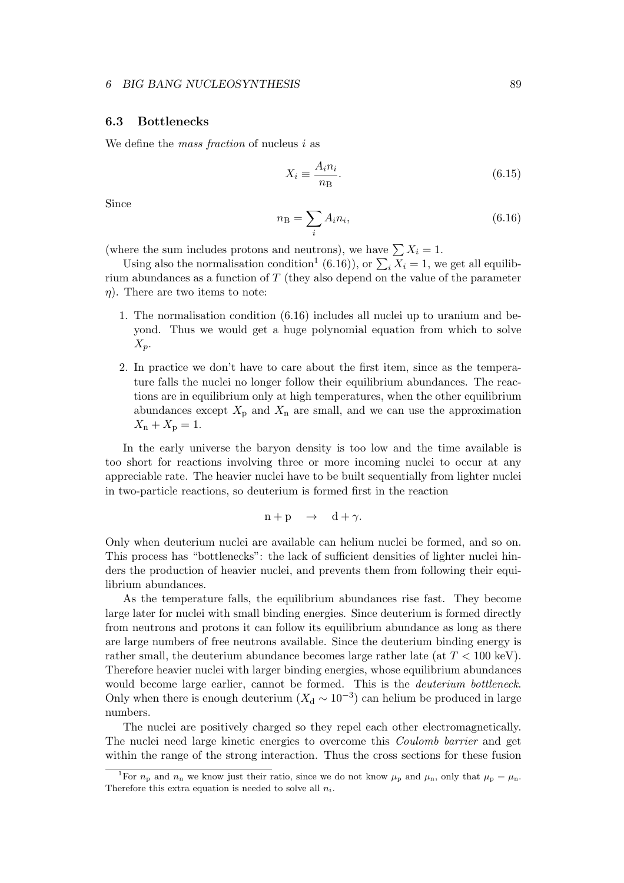### 6.3 Bottlenecks

We define the *mass fraction* of nucleus $i$ as

$$X_i \equiv \frac{A_i n_i}{n_\mathrm{B}}. \tag{6.15}$$

Since

$$n_\mathrm{B} = \sum_i A_i n_i, \tag{6.16}$$

(where the sum includes protons and neutrons), we have $\sum X_i = 1$.

Using also the normalisation condition[1] (6.16)), or $\sum_i X_i = 1$, we get all equilibrium abundances as a function of $T$ (they also depend on the value of the parameter $\eta$). There are two items to note:

1. The normalisation condition (6.16) includes all nuclei up to uranium and beyond. Thus we would get a huge polynomial equation from which to solve $X_p$.
2. In practice we don't have to care about the first item, since as the temperature falls the nuclei no longer follow their equilibrium abundances. The reactions are in equilibrium only at high temperatures, when the other equilibrium abundances except $X_\mathrm{p}$ and $X_\mathrm{n}$ are small, and we can use the approximation $X_\mathrm{n} + X_\mathrm{p} = 1$.

In the early universe the baryon density is too low and the time available is too short for reactions involving three or more incoming nuclei to occur at any appreciable rate. The heavier nuclei have to be built sequentially from lighter nuclei in two-particle reactions, so deuterium is formed first in the reaction

$$\mathrm{n} + \mathrm{p} \quad \rightarrow \quad \mathrm{d} + \gamma.$$

Only when deuterium nuclei are available can helium nuclei be formed, and so on. This process has "bottlenecks": the lack of sufficient densities of lighter nuclei hinders the production of heavier nuclei, and prevents them from following their equilibrium abundances.

As the temperature falls, the equilibrium abundances rise fast. They become large later for nuclei with small binding energies. Since deuterium is formed directly from neutrons and protons it can follow its equilibrium abundance as long as there are large numbers of free neutrons available. Since the deuterium binding energy is rather small, the deuterium abundance becomes large rather late (at $T < 100$ keV). Therefore heavier nuclei with larger binding energies, whose equilibrium abundances would become large earlier, cannot be formed. This is the *deuterium bottleneck*. Only when there is enough deuterium ($X_\mathrm{d} \sim 10^{-3}$) can helium be produced in large numbers.

The nuclei are positively charged so they repel each other electromagnetically. The nuclei need large kinetic energies to overcome this *Coulomb barrier* and get within the range of the strong interaction. Thus the cross sections for these fusion

[1] For $n_\mathrm{p}$ and $n_\mathrm{n}$ we know just their ratio, since we do not know $\mu_\mathrm{p}$ and $\mu_\mathrm{n}$, only that $\mu_\mathrm{p} = \mu_\mathrm{n}$. Therefore this extra equation is needed to solve all $n_i$.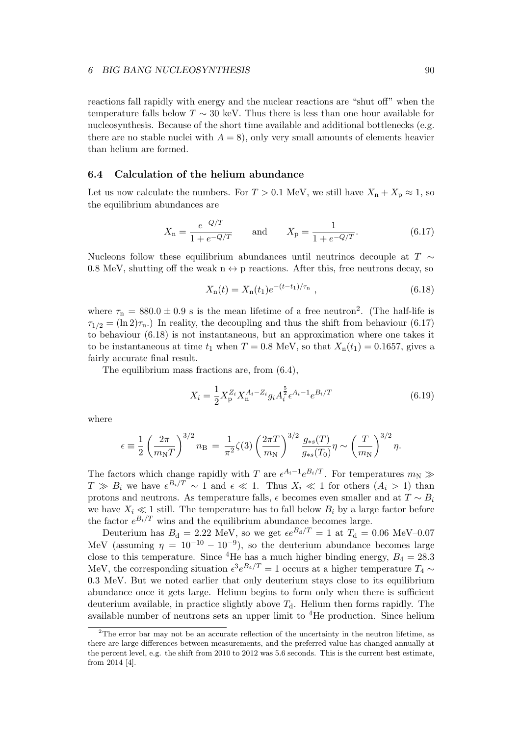reactions fall rapidly with energy and the nuclear reactions are "shut off" when the temperature falls below $T \sim 30$ keV. Thus there is less than one hour available for nucleosynthesis. Because of the short time available and additional bottlenecks (e.g. there are no stable nuclei with $A = 8$), only very small amounts of elements heavier than helium are formed.

### 6.4 Calculation of the helium abundance

Let us now calculate the numbers. For $T > 0.1$ MeV, we still have $X_\mathrm{n} + X_\mathrm{p} \approx 1$, so the equilibrium abundances are

$$X_\mathrm{n} = \frac{e^{-Q/T}}{1 + e^{-Q/T}} \qquad \text{and} \qquad X_\mathrm{p} = \frac{1}{1 + e^{-Q/T}}. \tag{6.17}$$

Nucleons follow these equilibrium abundances until neutrinos decouple at $T \sim 0.8$ MeV, shutting off the weak $\mathrm{n} \leftrightarrow \mathrm{p}$ reactions. After this, free neutrons decay, so

$$X_\mathrm{n}(t) = X_\mathrm{n}(t_1) e^{-(t-t_1)/\tau_\mathrm{n}} \,, \tag{6.18}$$

where $\tau_\mathrm{n} = 880.0 \pm 0.9$ s is the mean lifetime of a free neutron[2]. (The half-life is $\tau_{1/2} = (\ln 2)\tau_\mathrm{n}$.) In reality, the decoupling and thus the shift from behaviour (6.17) to behaviour (6.18) is not instantaneous, but an approximation where one takes it to be instantaneous at time $t_1$ when $T = 0.8$ MeV, so that $X_\mathrm{n}(t_1) = 0.1657$, gives a fairly accurate final result.

The equilibrium mass fractions are, from (6.4),

$$X_i = \frac{1}{2} X_\mathrm{p}^{Z_i} X_\mathrm{n}^{A_i - Z_i} g_i A_i^{\frac{5}{2}} \epsilon^{A_i - 1} e^{B_i/T} \tag{6.19}$$

where

$$\epsilon \equiv \frac{1}{2}\left(\frac{2\pi}{m_\mathrm{N} T}\right)^{3/2} n_\mathrm{B} = \frac{1}{\pi^2}\zeta(3)\left(\frac{2\pi T}{m_\mathrm{N}}\right)^{3/2} \frac{g_{*s}(T)}{g_{*s}(T_0)}\eta \sim \left(\frac{T}{m_\mathrm{N}}\right)^{3/2}\eta.$$

The factors which change rapidly with $T$ are $\epsilon^{A_i - 1} e^{B_i/T}$. For temperatures $m_\mathrm{N} \gg T \gg B_i$ we have $e^{B_i/T} \sim 1$ and $\epsilon \ll 1$. Thus $X_i \ll 1$ for others ($A_i > 1$) than protons and neutrons. As temperature falls, $\epsilon$ becomes even smaller and at $T \sim B_i$ we have $X_i \ll 1$ still. The temperature has to fall below $B_i$ by a large factor before the factor $e^{B_i/T}$ wins and the equilibrium abundance becomes large.

Deuterium has $B_\mathrm{d} = 2.22$ MeV, so we get $\epsilon e^{B_\mathrm{d}/T} = 1$ at $T_\mathrm{d} = 0.06$ MeV–0.07 MeV (assuming $\eta = 10^{-10} - 10^{-9}$), so the deuterium abundance becomes large close to this temperature. Since $^4$He has a much higher binding energy, $B_4 = 28.3$ MeV, the corresponding situation $\epsilon^3 e^{B_4/T} = 1$ occurs at a higher temperature $T_4 \sim 0.3$ MeV. But we noted earlier that only deuterium stays close to its equilibrium abundance once it gets large. Helium begins to form only when there is sufficient deuterium available, in practice slightly above $T_\mathrm{d}$. Helium then forms rapidly. The available number of neutrons sets an upper limit to $^4$He production. Since helium

[2] The error bar may not be an accurate reflection of the uncertainty in the neutron lifetime, as there are large differences between measurements, and the preferred value has changed annually at the percent level, e.g. the shift from 2010 to 2012 was 5.6 seconds. This is the current best estimate, from 2014 [4].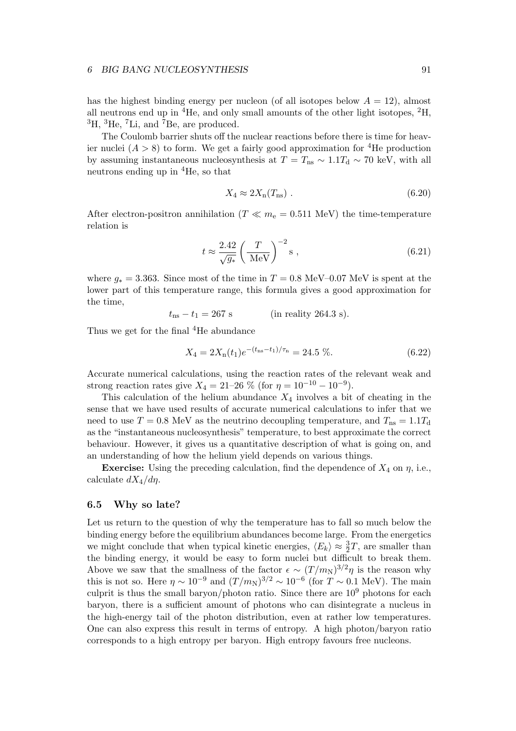has the highest binding energy per nucleon (of all isotopes below $A = 12$), almost all neutrons end up in $^4$He, and only small amounts of the other light isotopes, $^2$H, $^3$H, $^3$He, $^7$Li, and $^7$Be, are produced.

The Coulomb barrier shuts off the nuclear reactions before there is time for heavier nuclei ($A > 8$) to form. We get a fairly good approximation for $^4$He production by assuming instantaneous nucleosynthesis at $T = T_{\rm ns} \sim 1.1 T_{\rm d} \sim 70$ keV, with all neutrons ending up in $^4$He, so that

$$X_4 \approx 2 X_{\rm n}(T_{\rm ns}) \; . \tag{6.20}$$

After electron-positron annihilation ($T \ll m_{\rm e} = 0.511$ MeV) the time-temperature relation is

$$t \approx \frac{2.42}{\sqrt{g_*}} \left( \frac{T}{\rm MeV} \right)^{-2} {\rm s} \; , \tag{6.21}$$

where $g_* = 3.363$. Since most of the time in $T = 0.8$ MeV–0.07 MeV is spent at the lower part of this temperature range, this formula gives a good approximation for the time,

$$t_{\rm ns} - t_1 = 267 \text{ s} \qquad\qquad \text{(in reality 264.3 s).}$$

Thus we get for the final $^4$He abundance

$$X_4 = 2 X_{\rm n}(t_1) e^{-(t_{\rm ns} - t_1)/\tau_{\rm n}} = 24.5 \; \%. \tag{6.22}$$

Accurate numerical calculations, using the reaction rates of the relevant weak and strong reaction rates give $X_4 = 21$–$26$ % (for $\eta = 10^{-10} - 10^{-9}$).

This calculation of the helium abundance $X_4$ involves a bit of cheating in the sense that we have used results of accurate numerical calculations to infer that we need to use $T = 0.8$ MeV as the neutrino decoupling temperature, and $T_{\rm ns} = 1.1 T_{\rm d}$ as the "instantaneous nucleosynthesis" temperature, to best approximate the correct behaviour. However, it gives us a quantitative description of what is going on, and an understanding of how the helium yield depends on various things.

**Exercise:** Using the preceding calculation, find the dependence of $X_4$ on $\eta$, i.e., calculate $dX_4/d\eta$.

## 6.5 Why so late?

Let us return to the question of why the temperature has to fall so much below the binding energy before the equilibrium abundances become large. From the energetics we might conclude that when typical kinetic energies, $\langle E_k \rangle \approx \frac{3}{2} T$, are smaller than the binding energy, it would be easy to form nuclei but difficult to break them. Above we saw that the smallness of the factor $\epsilon \sim (T/m_{\rm N})^{3/2} \eta$ is the reason why this is not so. Here $\eta \sim 10^{-9}$ and $(T/m_{\rm N})^{3/2} \sim 10^{-6}$ (for $T \sim 0.1$ MeV). The main culprit is thus the small baryon/photon ratio. Since there are $10^9$ photons for each baryon, there is a sufficient amount of photons who can disintegrate a nucleus in the high-energy tail of the photon distribution, even at rather low temperatures. One can also express this result in terms of entropy. A high photon/baryon ratio corresponds to a high entropy per baryon. High entropy favours free nucleons.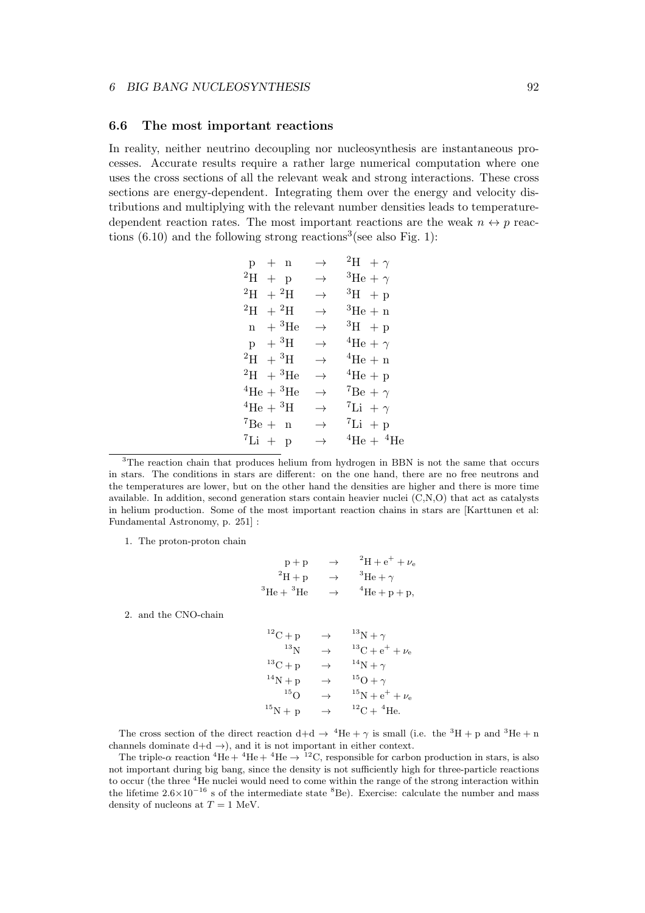## 6.6 The most important reactions

In reality, neither neutrino decoupling nor nucleosynthesis are instantaneous processes. Accurate results require a rather large numerical computation where one uses the cross sections of all the relevant weak and strong interactions. These cross sections are energy-dependent. Integrating them over the energy and velocity distributions and multiplying with the relevant number densities leads to temperature-dependent reaction rates. The most important reactions are the weak $n \leftrightarrow p$ reactions (6.10) and the following strong reactions[3](see also Fig. 1):

$$
\begin{array}{lcl}
\mathrm{p} + \mathrm{n} & \rightarrow & {}^2\mathrm{H} + \gamma \\
{}^2\mathrm{H} + \mathrm{p} & \rightarrow & {}^3\mathrm{He} + \gamma \\
{}^2\mathrm{H} + {}^2\mathrm{H} & \rightarrow & {}^3\mathrm{H} + \mathrm{p} \\
{}^2\mathrm{H} + {}^2\mathrm{H} & \rightarrow & {}^3\mathrm{He} + \mathrm{n} \\
\mathrm{n} + {}^3\mathrm{He} & \rightarrow & {}^3\mathrm{H} + \mathrm{p} \\
\mathrm{p} + {}^3\mathrm{H} & \rightarrow & {}^4\mathrm{He} + \gamma \\
{}^2\mathrm{H} + {}^3\mathrm{H} & \rightarrow & {}^4\mathrm{He} + \mathrm{n} \\
{}^2\mathrm{H} + {}^3\mathrm{He} & \rightarrow & {}^4\mathrm{He} + \mathrm{p} \\
{}^4\mathrm{He} + {}^3\mathrm{He} & \rightarrow & {}^7\mathrm{Be} + \gamma \\
{}^4\mathrm{He} + {}^3\mathrm{H} & \rightarrow & {}^7\mathrm{Li} + \gamma \\
{}^7\mathrm{Be} + \mathrm{n} & \rightarrow & {}^7\mathrm{Li} + \mathrm{p} \\
{}^7\mathrm{Li} + \mathrm{p} & \rightarrow & {}^4\mathrm{He} + {}^4\mathrm{He}
\end{array}
$$

[3]The reaction chain that produces helium from hydrogen in BBN is not the same that occurs in stars. The conditions in stars are different: on the one hand, there are no free neutrons and the temperatures are lower, but on the other hand the densities are higher and there is more time available. In addition, second generation stars contain heavier nuclei (C,N,O) that act as catalysts in helium production. Some of the most important reaction chains in stars are [Karttunen et al: Fundamental Astronomy, p. 251] :

1. The proton-proton chain

$$
\begin{array}{rcl}
\mathrm{p} + \mathrm{p} & \rightarrow & {}^2\mathrm{H} + \mathrm{e}^+ + \nu_\mathrm{e} \\
{}^2\mathrm{H} + \mathrm{p} & \rightarrow & {}^3\mathrm{He} + \gamma \\
{}^3\mathrm{He} + {}^3\mathrm{He} & \rightarrow & {}^4\mathrm{He} + \mathrm{p} + \mathrm{p},
\end{array}
$$

2. and the CNO-chain

$$
\begin{array}{rcl}
{}^{12}\mathrm{C} + \mathrm{p} & \rightarrow & {}^{13}\mathrm{N} + \gamma \\
{}^{13}\mathrm{N} & \rightarrow & {}^{13}\mathrm{C} + \mathrm{e}^+ + \nu_\mathrm{e} \\
{}^{13}\mathrm{C} + \mathrm{p} & \rightarrow & {}^{14}\mathrm{N} + \gamma \\
{}^{14}\mathrm{N} + \mathrm{p} & \rightarrow & {}^{15}\mathrm{O} + \gamma \\
{}^{15}\mathrm{O} & \rightarrow & {}^{15}\mathrm{N} + \mathrm{e}^+ + \nu_\mathrm{e} \\
{}^{15}\mathrm{N} + \mathrm{p} & \rightarrow & {}^{12}\mathrm{C} + {}^4\mathrm{He}.
\end{array}
$$

The cross section of the direct reaction d+d $\rightarrow$ ${}^4$He + $\gamma$ is small (i.e. the ${}^3$H + p and ${}^3$He + n channels dominate d+d $\rightarrow$), and it is not important in either context.

The triple-$\alpha$ reaction ${}^4$He + ${}^4$He + ${}^4$He $\rightarrow$ ${}^{12}$C, responsible for carbon production in stars, is also not important during big bang, since the density is not sufficiently high for three-particle reactions to occur (the three ${}^4$He nuclei would need to come within the range of the strong interaction within the lifetime $2.6\times10^{-16}$ s of the intermediate state ${}^8$Be). Exercise: calculate the number and mass density of nucleons at $T = 1$ MeV.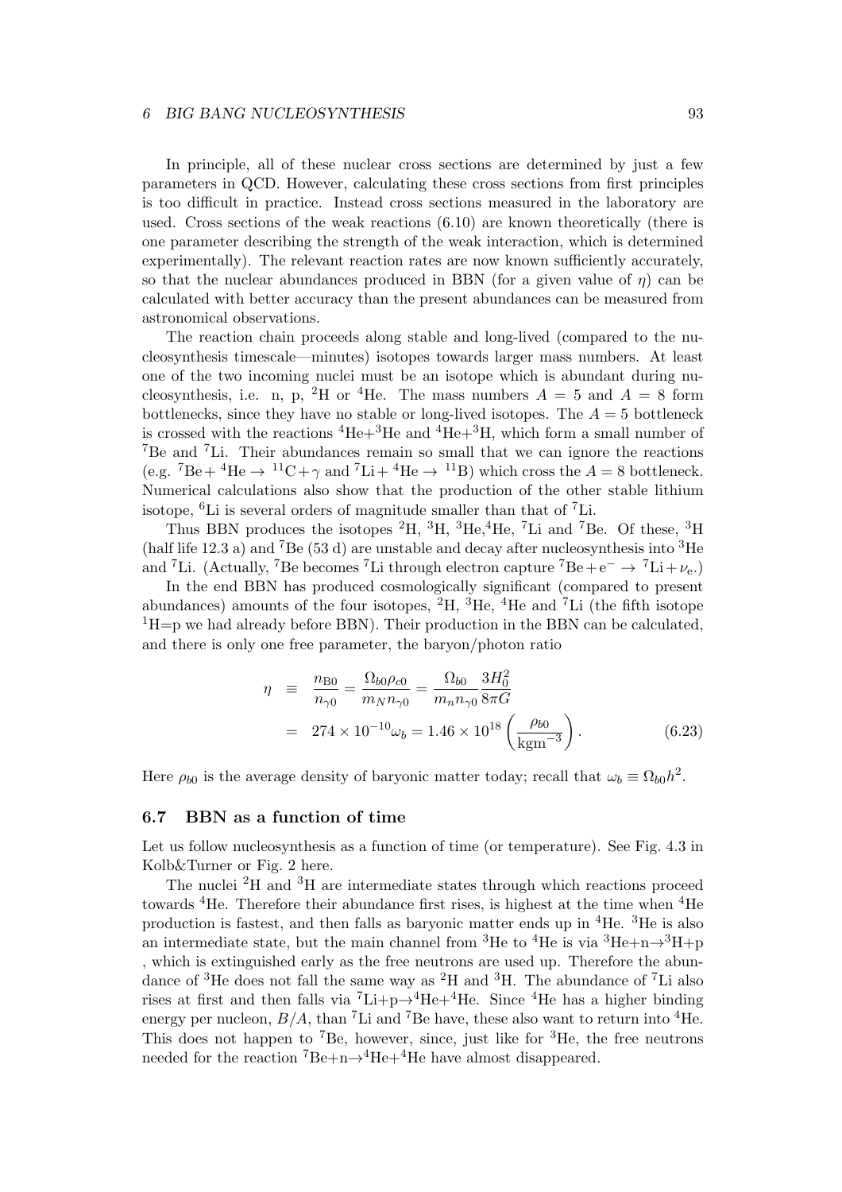In principle, all of these nuclear cross sections are determined by just a few parameters in QCD. However, calculating these cross sections from first principles is too difficult in practice. Instead cross sections measured in the laboratory are used. Cross sections of the weak reactions (6.10) are known theoretically (there is one parameter describing the strength of the weak interaction, which is determined experimentally). The relevant reaction rates are now known sufficiently accurately, so that the nuclear abundances produced in BBN (for a given value of $\eta$) can be calculated with better accuracy than the present abundances can be measured from astronomical observations.

The reaction chain proceeds along stable and long-lived (compared to the nucleosynthesis timescale—minutes) isotopes towards larger mass numbers. At least one of the two incoming nuclei must be an isotope which is abundant during nucleosynthesis, i.e. n, p, $^2$H or $^4$He. The mass numbers $A = 5$ and $A = 8$ form bottlenecks, since they have no stable or long-lived isotopes. The $A = 5$ bottleneck is crossed with the reactions $^4$He+$^3$He and $^4$He+$^3$H, which form a small number of $^7$Be and $^7$Li. Their abundances remain so small that we can ignore the reactions (e.g. $^7\mathrm{Be} + {}^4\mathrm{He} \to {}^{11}\mathrm{C} + \gamma$ and $^7\mathrm{Li} + {}^4\mathrm{He} \to {}^{11}\mathrm{B}$) which cross the $A = 8$ bottleneck. Numerical calculations also show that the production of the other stable lithium isotope, $^6$Li is several orders of magnitude smaller than that of $^7$Li.

Thus BBN produces the isotopes $^2$H, $^3$H, $^3$He,$^4$He, $^7$Li and $^7$Be. Of these, $^3$H (half life 12.3 a) and $^7$Be (53 d) are unstable and decay after nucleosynthesis into $^3$He and $^7$Li. (Actually, $^7$Be becomes $^7$Li through electron capture $^7\mathrm{Be} + \mathrm{e}^- \to {}^7\mathrm{Li} + \nu_\mathrm{e}$.)

In the end BBN has produced cosmologically significant (compared to present abundances) amounts of the four isotopes, $^2$H, $^3$He, $^4$He and $^7$Li (the fifth isotope $^1$H=p we had already before BBN). Their production in the BBN can be calculated, and there is only one free parameter, the baryon/photon ratio

$$
\begin{aligned}
\eta &\equiv \frac{n_{\mathrm{B}0}}{n_{\gamma 0}} = \frac{\Omega_{b0}\rho_{c0}}{m_N n_{\gamma 0}} = \frac{\Omega_{b0}}{m_n n_{\gamma 0}} \frac{3H_0^2}{8\pi G} \\
&= 274 \times 10^{-10} \omega_b = 1.46 \times 10^{18} \left( \frac{\rho_{b0}}{\mathrm{kgm}^{-3}} \right). \qquad (6.23)
\end{aligned}
$$

Here $\rho_{b0}$ is the average density of baryonic matter today; recall that $\omega_b \equiv \Omega_{b0} h^2$.

### 6.7 BBN as a function of time

Let us follow nucleosynthesis as a function of time (or temperature). See Fig. 4.3 in Kolb&Turner or Fig. 2 here.

The nuclei $^2$H and $^3$H are intermediate states through which reactions proceed towards $^4$He. Therefore their abundance first rises, is highest at the time when $^4$He production is fastest, and then falls as baryonic matter ends up in $^4$He. $^3$He is also an intermediate state, but the main channel from $^3$He to $^4$He is via $^3$He+n$\to$$^3$H+p , which is extinguished early as the free neutrons are used up. Therefore the abundance of $^3$He does not fall the same way as $^2$H and $^3$H. The abundance of $^7$Li also rises at first and then falls via $^7$Li+p$\to$$^4$He+$^4$He. Since $^4$He has a higher binding energy per nucleon, $B/A$, than $^7$Li and $^7$Be have, these also want to return into $^4$He. This does not happen to $^7$Be, however, since, just like for $^3$He, the free neutrons needed for the reaction $^7$Be+n$\to$$^4$He+$^4$He have almost disappeared.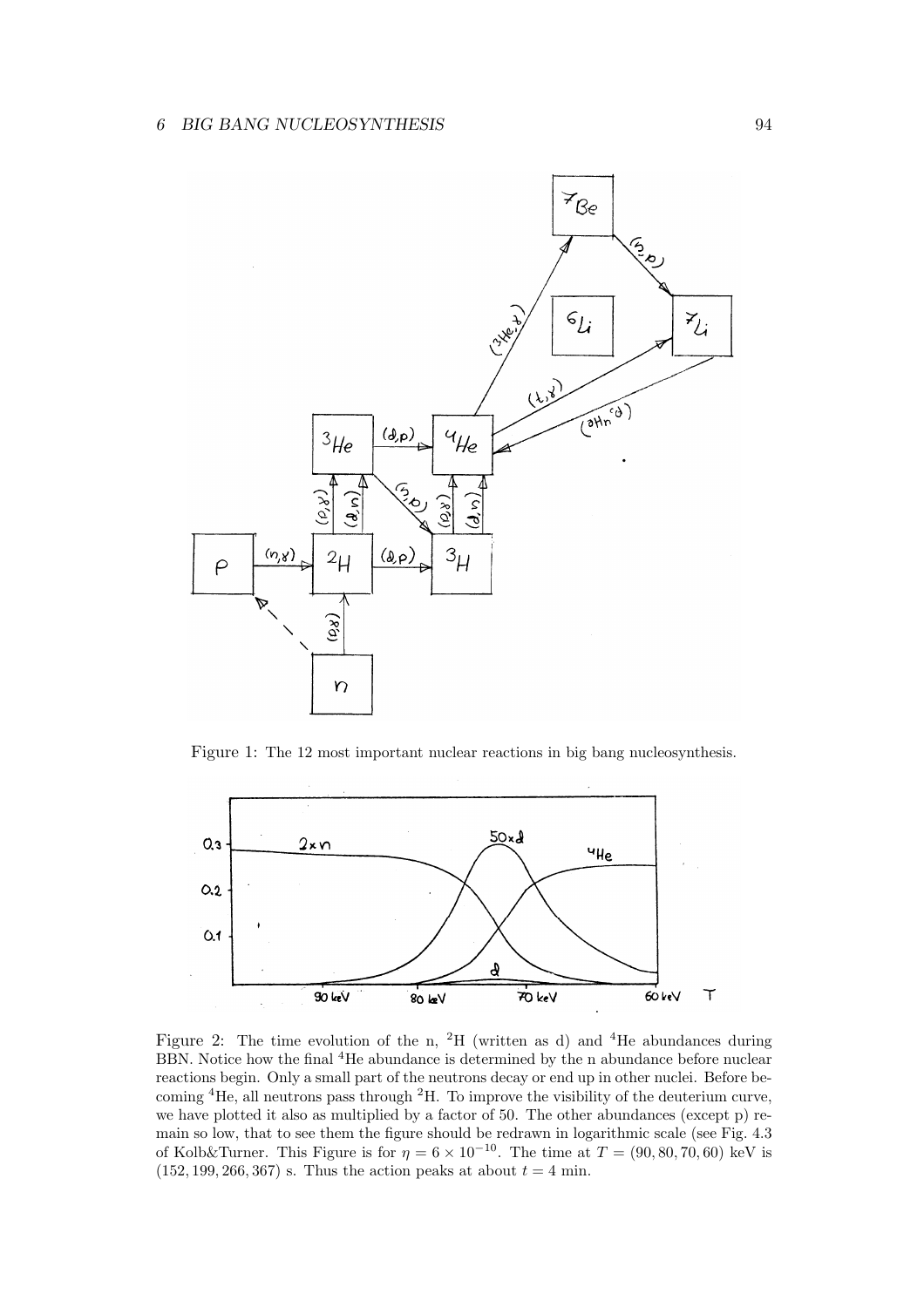Figure 1: The 12 most important nuclear reactions in big bang nucleosynthesis.

Figure 2: The time evolution of the n, $^2$H (written as d) and $^4$He abundances during BBN. Notice how the final $^4$He abundance is determined by the n abundance before nuclear reactions begin. Only a small part of the neutrons decay or end up in other nuclei. Before becoming $^4$He, all neutrons pass through $^2$H. To improve the visibility of the deuterium curve, we have plotted it also as multiplied by a factor of 50. The other abundances (except p) remain so low, that to see them the figure should be redrawn in logarithmic scale (see Fig. 4.3 of Kolb&Turner. This Figure is for $\eta = 6 \times 10^{-10}$. The time at $T = (90, 80, 70, 60)$ keV is $(152, 199, 266, 367)$ s. Thus the action peaks at about $t = 4$ min.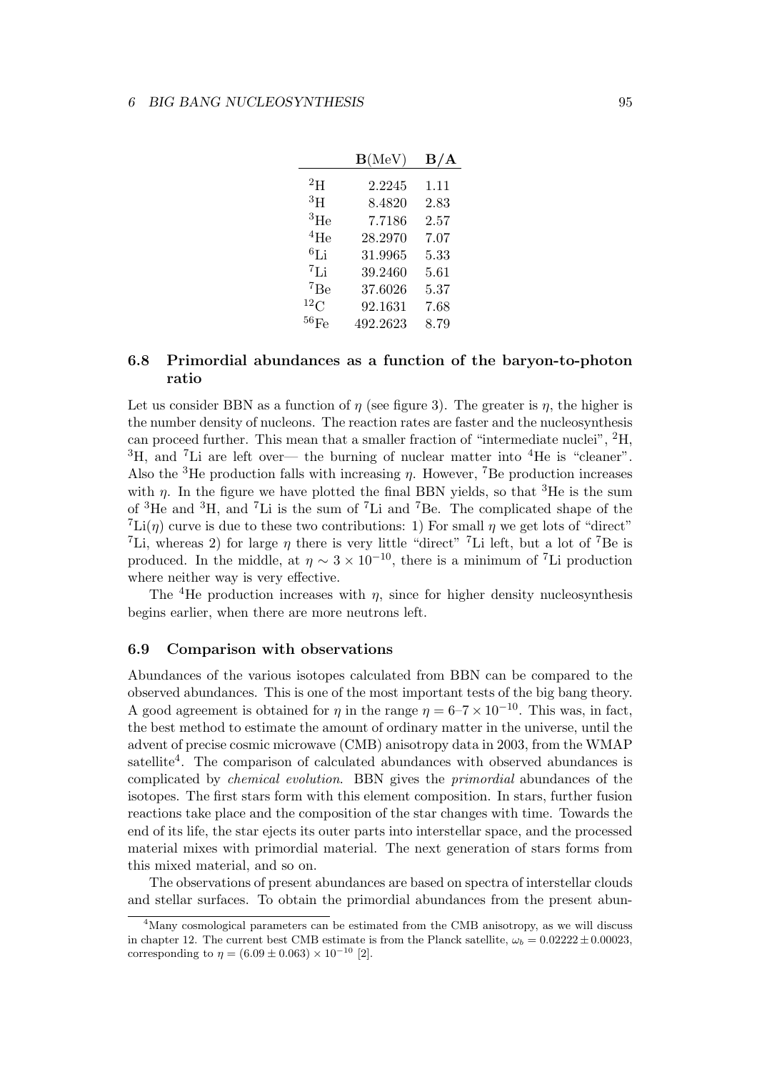|  | **B**(MeV) | **B/A** |
|---|---|---|
| $^{2}$H | 2.2245 | 1.11 |
| $^{3}$H | 8.4820 | 2.83 |
| $^{3}$He | 7.7186 | 2.57 |
| $^{4}$He | 28.2970 | 7.07 |
| $^{6}$Li | 31.9965 | 5.33 |
| $^{7}$Li | 39.2460 | 5.61 |
| $^{7}$Be | 37.6026 | 5.37 |
| $^{12}$C | 92.1631 | 7.68 |
| $^{56}$Fe | 492.2623 | 8.79 |

### 6.8 Primordial abundances as a function of the baryon-to-photon ratio

Let us consider BBN as a function of $\eta$ (see figure 3). The greater is $\eta$, the higher is the number density of nucleons. The reaction rates are faster and the nucleosynthesis can proceed further. This mean that a smaller fraction of "intermediate nuclei", $^{2}$H, $^{3}$H, and $^{7}$Li are left over— the burning of nuclear matter into $^{4}$He is "cleaner". Also the $^{3}$He production falls with increasing $\eta$. However, $^{7}$Be production increases with $\eta$. In the figure we have plotted the final BBN yields, so that $^{3}$He is the sum of $^{3}$He and $^{3}$H, and $^{7}$Li is the sum of $^{7}$Li and $^{7}$Be. The complicated shape of the $^{7}$Li($\eta$) curve is due to these two contributions: 1) For small $\eta$ we get lots of "direct" $^{7}$Li, whereas 2) for large $\eta$ there is very little "direct" $^{7}$Li left, but a lot of $^{7}$Be is produced. In the middle, at $\eta \sim 3 \times 10^{-10}$, there is a minimum of $^{7}$Li production where neither way is very effective.

The $^{4}$He production increases with $\eta$, since for higher density nucleosynthesis begins earlier, when there are more neutrons left.

### 6.9 Comparison with observations

Abundances of the various isotopes calculated from BBN can be compared to the observed abundances. This is one of the most important tests of the big bang theory. A good agreement is obtained for $\eta$ in the range $\eta = 6$–$7 \times 10^{-10}$. This was, in fact, the best method to estimate the amount of ordinary matter in the universe, until the advent of precise cosmic microwave (CMB) anisotropy data in 2003, from the WMAP satellite[4]. The comparison of calculated abundances with observed abundances is complicated by *chemical evolution*. BBN gives the *primordial* abundances of the isotopes. The first stars form with this element composition. In stars, further fusion reactions take place and the composition of the star changes with time. Towards the end of its life, the star ejects its outer parts into interstellar space, and the processed material mixes with primordial material. The next generation of stars forms from this mixed material, and so on.

The observations of present abundances are based on spectra of interstellar clouds and stellar surfaces. To obtain the primordial abundances from the present abun-

[4] Many cosmological parameters can be estimated from the CMB anisotropy, as we will discuss in chapter 12. The current best CMB estimate is from the Planck satellite, $\omega_b = 0.02222 \pm 0.00023$, corresponding to $\eta = (6.09 \pm 0.063) \times 10^{-10}$ [2].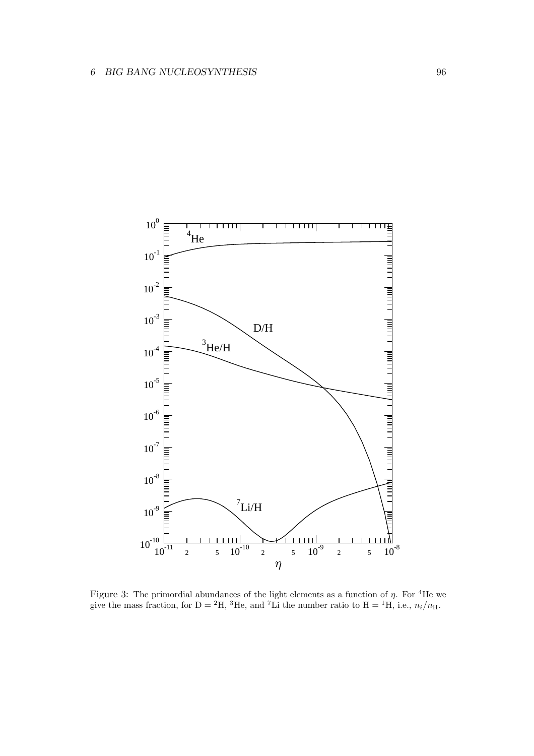Figure 3: The primordial abundances of the light elements as a function of $\eta$. For $^4$He we give the mass fraction, for D = $^2$H, $^3$He, and $^7$Li the number ratio to H = $^1$H, i.e., $n_i/n_{\mathrm{H}}$.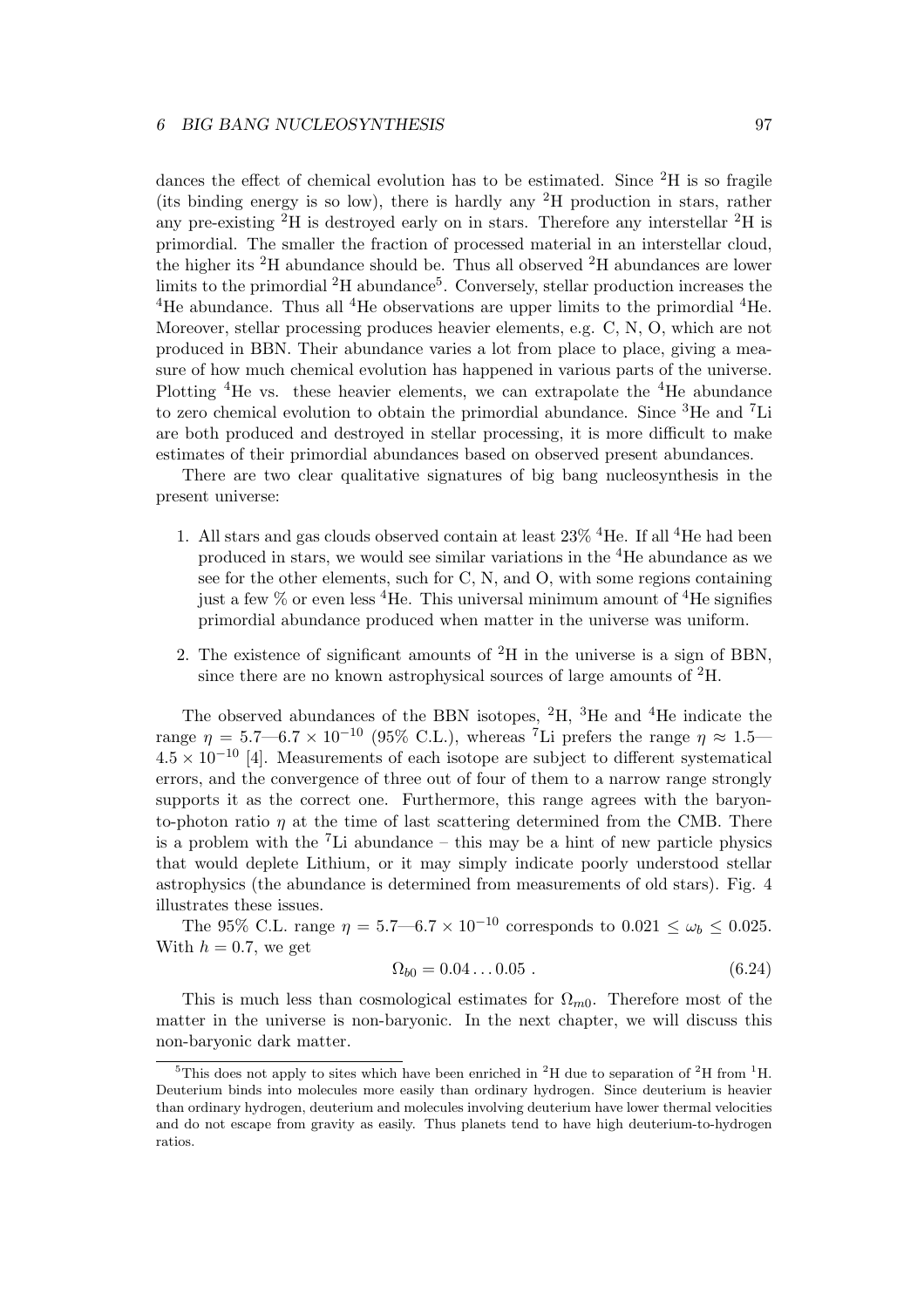dances the effect of chemical evolution has to be estimated. Since $^2$H is so fragile (its binding energy is so low), there is hardly any $^2$H production in stars, rather any pre-existing $^2$H is destroyed early on in stars. Therefore any interstellar $^2$H is primordial. The smaller the fraction of processed material in an interstellar cloud, the higher its $^2$H abundance should be. Thus all observed $^2$H abundances are lower limits to the primordial $^2$H abundance[5]. Conversely, stellar production increases the $^4$He abundance. Thus all $^4$He observations are upper limits to the primordial $^4$He. Moreover, stellar processing produces heavier elements, e.g. C, N, O, which are not produced in BBN. Their abundance varies a lot from place to place, giving a measure of how much chemical evolution has happened in various parts of the universe. Plotting $^4$He vs. these heavier elements, we can extrapolate the $^4$He abundance to zero chemical evolution to obtain the primordial abundance. Since $^3$He and $^7$Li are both produced and destroyed in stellar processing, it is more difficult to make estimates of their primordial abundances based on observed present abundances.

There are two clear qualitative signatures of big bang nucleosynthesis in the present universe:

1. All stars and gas clouds observed contain at least 23% $^4$He. If all $^4$He had been produced in stars, we would see similar variations in the $^4$He abundance as we see for the other elements, such for C, N, and O, with some regions containing just a few % or even less $^4$He. This universal minimum amount of $^4$He signifies primordial abundance produced when matter in the universe was uniform.

2. The existence of significant amounts of $^2$H in the universe is a sign of BBN, since there are no known astrophysical sources of large amounts of $^2$H.

The observed abundances of the BBN isotopes, $^2$H, $^3$He and $^4$He indicate the range $\eta = 5.7$—$6.7 \times 10^{-10}$ (95% C.L.), whereas $^7$Li prefers the range $\eta \approx 1.5$—$4.5 \times 10^{-10}$ [4]. Measurements of each isotope are subject to different systematical errors, and the convergence of three out of four of them to a narrow range strongly supports it as the correct one. Furthermore, this range agrees with the baryon-to-photon ratio $\eta$ at the time of last scattering determined from the CMB. There is a problem with the $^7$Li abundance – this may be a hint of new particle physics that would deplete Lithium, or it may simply indicate poorly understood stellar astrophysics (the abundance is determined from measurements of old stars). Fig. 4 illustrates these issues.

The 95% C.L. range $\eta = 5.7$—$6.7 \times 10^{-10}$ corresponds to $0.021 \leq \omega_b \leq 0.025$. With $h = 0.7$, we get

$$\Omega_{b0} = 0.04 \ldots 0.05 \; . \tag{6.24}$$

This is much less than cosmological estimates for $\Omega_{m0}$. Therefore most of the matter in the universe is non-baryonic. In the next chapter, we will discuss this non-baryonic dark matter.

---

[5] This does not apply to sites which have been enriched in $^2$H due to separation of $^2$H from $^1$H. Deuterium binds into molecules more easily than ordinary hydrogen. Since deuterium is heavier than ordinary hydrogen, deuterium and molecules involving deuterium have lower thermal velocities and do not escape from gravity as easily. Thus planets tend to have high deuterium-to-hydrogen ratios.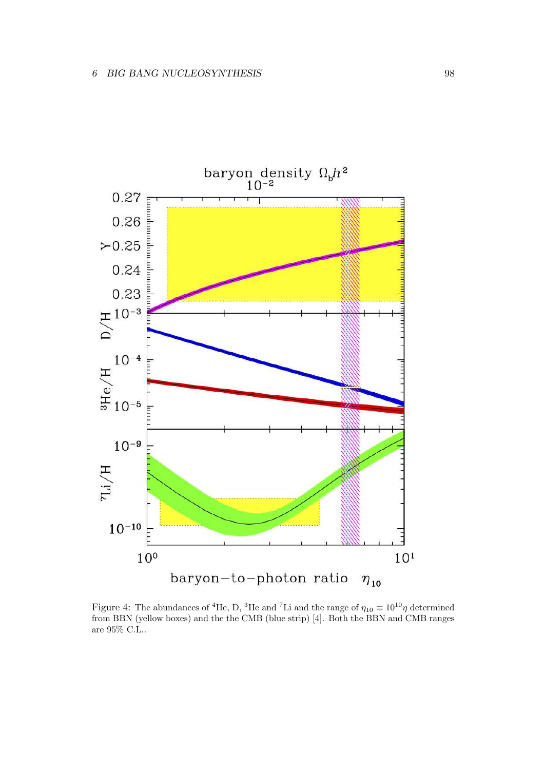Figure 4: The abundances of $^4$He, D, $^3$He and $^7$Li and the range of $\eta_{10} \equiv 10^{10}\eta$ determined from BBN (yellow boxes) and the the CMB (blue strip) [4]. Both the BBN and CMB ranges are 95% C.L..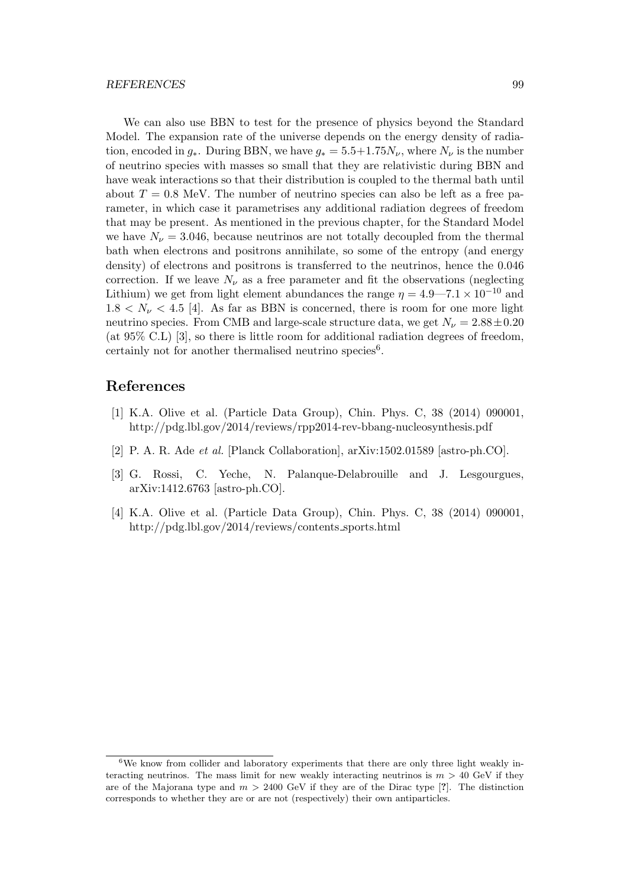We can also use BBN to test for the presence of physics beyond the Standard Model. The expansion rate of the universe depends on the energy density of radiation, encoded in $g_*$. During BBN, we have $g_* = 5.5 + 1.75N_\nu$, where $N_\nu$ is the number of neutrino species with masses so small that they are relativistic during BBN and have weak interactions so that their distribution is coupled to the thermal bath until about $T = 0.8$ MeV. The number of neutrino species can also be left as a free parameter, in which case it parametrises any additional radiation degrees of freedom that may be present. As mentioned in the previous chapter, for the Standard Model we have $N_\nu = 3.046$, because neutrinos are not totally decoupled from the thermal bath when electrons and positrons annihilate, so some of the entropy (and energy density) of electrons and positrons is transferred to the neutrinos, hence the 0.046 correction. If we leave $N_\nu$ as a free parameter and fit the observations (neglecting Lithium) we get from light element abundances the range $\eta = 4.9$—$7.1 \times 10^{-10}$ and $1.8 < N_\nu < 4.5$ [4]. As far as BBN is concerned, there is room for one more light neutrino species. From CMB and large-scale structure data, we get $N_\nu = 2.88 \pm 0.20$ (at 95% C.L) [3], so there is little room for additional radiation degrees of freedom, certainly not for another thermalised neutrino species[6].

## References

[1] K.A. Olive et al. (Particle Data Group), Chin. Phys. C, 38 (2014) 090001, http://pdg.lbl.gov/2014/reviews/rpp2014-rev-bbang-nucleosynthesis.pdf

[2] P. A. R. Ade *et al.* [Planck Collaboration], arXiv:1502.01589 [astro-ph.CO].

[3] G. Rossi, C. Yeche, N. Palanque-Delabrouille and J. Lesgourgues, arXiv:1412.6763 [astro-ph.CO].

[4] K.A. Olive et al. (Particle Data Group), Chin. Phys. C, 38 (2014) 090001, http://pdg.lbl.gov/2014/reviews/contents_sports.html

[6] We know from collider and laboratory experiments that there are only three light weakly interacting neutrinos. The mass limit for new weakly interacting neutrinos is $m > 40$ GeV if they are of the Majorana type and $m > 2400$ GeV if they are of the Dirac type [?]. The distinction corresponds to whether they are or are not (respectively) their own antiparticles.